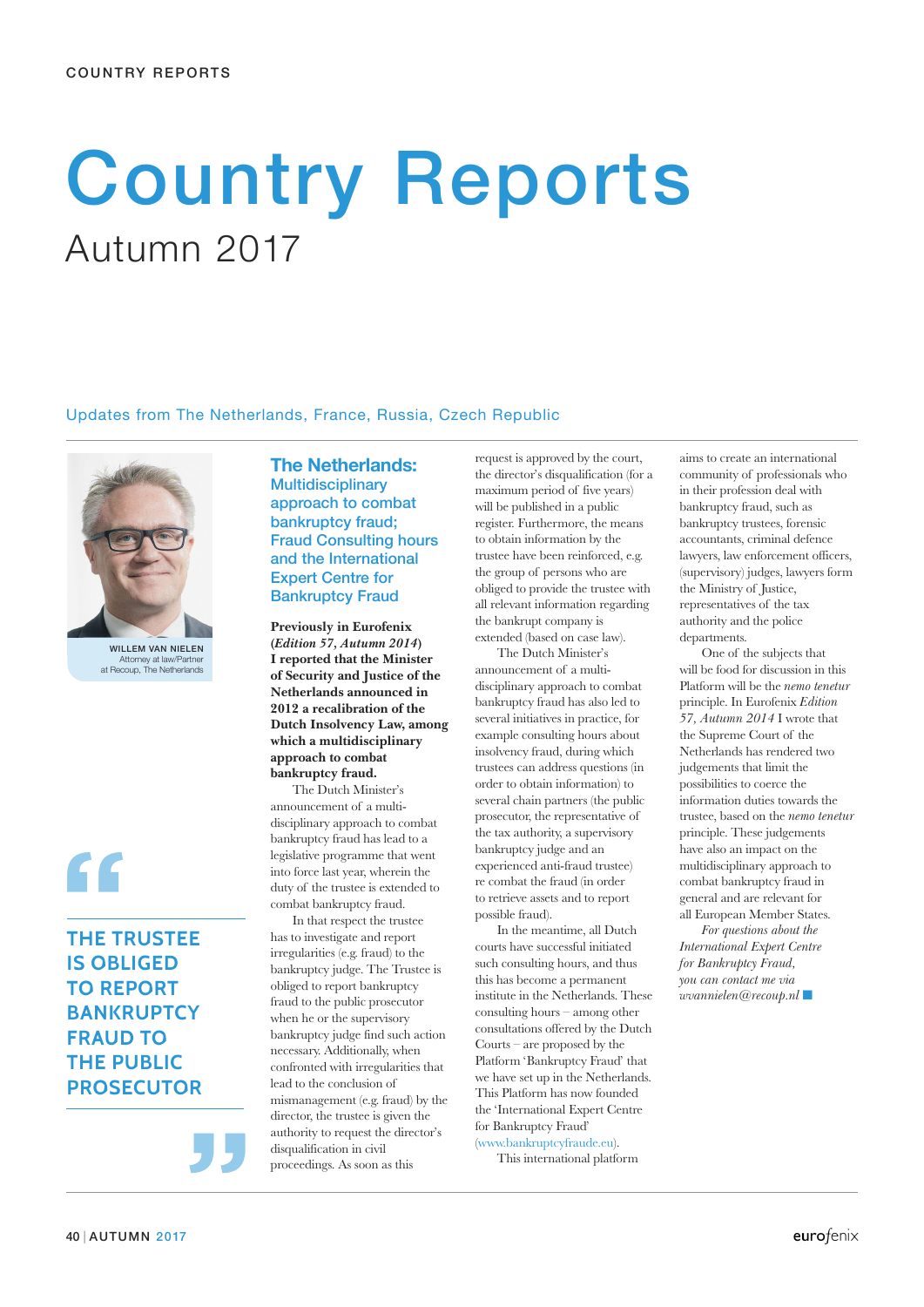# Country Reports

Autumn 2017

Updates from The Netherlands, France, Russia, Czech Republic

WILLEM VAN NIELEN
Attorney at law/Partner at Recoup, The Netherlands

## The Netherlands: Multidisciplinary approach to combat bankruptcy fraud; Fraud Consulting hours and the International Expert Centre for Bankruptcy Fraud

**Previously in Eurofenix (*Edition 57, Autumn 2014*) I reported that the Minister of Security and Justice of the Netherlands announced in 2012 a recalibration of the Dutch Insolvency Law, among which a multidisciplinary approach to combat bankruptcy fraud.**

The Dutch Minister's announcement of a multi-disciplinary approach to combat bankruptcy fraud has lead to a legislative programme that went into force last year, wherein the duty of the trustee is extended to combat bankruptcy fraud.

In that respect the trustee has to investigate and report irregularities (e.g. fraud) to the bankruptcy judge. The Trustee is obliged to report bankruptcy fraud to the public prosecutor when he or the supervisory bankruptcy judge find such action necessary. Additionally, when confronted with irregularities that lead to the conclusion of mismanagement (e.g. fraud) by the director, the trustee is given the authority to request the director's disqualification in civil proceedings. As soon as this request is approved by the court, the director's disqualification (for a maximum period of five years) will be published in a public register. Furthermore, the means to obtain information by the trustee have been reinforced, e.g. the group of persons who are obliged to provide the trustee with all relevant information regarding the bankrupt company is extended (based on case law).

> "THE TRUSTEE IS OBLIGED TO REPORT BANKRUPTCY FRAUD TO THE PUBLIC PROSECUTOR"

The Dutch Minister's announcement of a multi-disciplinary approach to combat bankruptcy fraud has also led to several initiatives in practice, for example consulting hours about insolvency fraud, during which trustees can address questions (in order to obtain information) to several chain partners (the public prosecutor, the representative of the tax authority, a supervisory bankruptcy judge and an experienced anti-fraud trustee) re combat the fraud (in order to retrieve assets and to report possible fraud).

In the meantime, all Dutch courts have successful initiated such consulting hours, and thus this has become a permanent institute in the Netherlands. These consulting hours – among other consultations offered by the Dutch Courts – are proposed by the Platform 'Bankruptcy Fraud' that we have set up in the Netherlands. This Platform has now founded the 'International Expert Centre for Bankruptcy Fraud' (www.bankruptcyfraude.eu).

This international platform aims to create an international community of professionals who in their profession deal with bankruptcy fraud, such as bankruptcy trustees, forensic accountants, criminal defence lawyers, law enforcement officers, (supervisory) judges, lawyers form the Ministry of Justice, representatives of the tax authority and the police departments.

One of the subjects that will be food for discussion in this Platform will be the *nemo tenetur* principle. In Eurofenix *Edition 57, Autumn 2014* I wrote that the Supreme Court of the Netherlands has rendered two judgements that limit the possibilities to coerce the information duties towards the trustee, based on the *nemo tenetur* principle. These judgements have also an impact on the multidisciplinary approach to combat bankruptcy fraud in general and are relevant for all European Member States.

*For questions about the International Expert Centre for Bankruptcy Fraud, you can contact me via wvannielen@recoup.nl* ■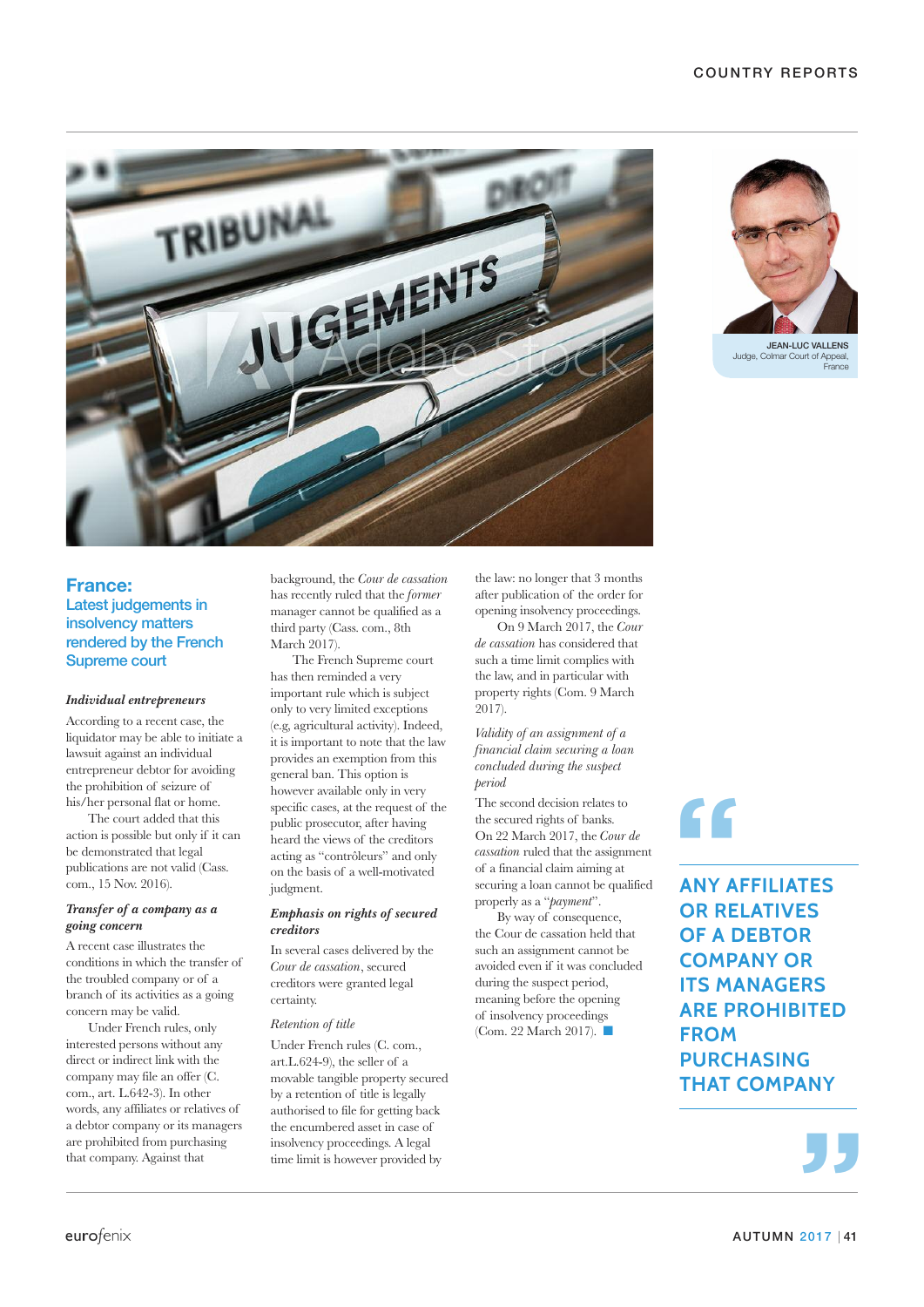JEAN-LUC VALLENS
Judge, Colmar Court of Appeal, France

## France: Latest judgements in insolvency matters rendered by the French Supreme court

### *Individual entrepreneurs*

According to a recent case, the liquidator may be able to initiate a lawsuit against an individual entrepreneur debtor for avoiding the prohibition of seizure of his/her personal flat or home.

The court added that this action is possible but only if it can be demonstrated that legal publications are not valid (Cass. com., 15 Nov. 2016).

### *Transfer of a company as a going concern*

A recent case illustrates the conditions in which the transfer of the troubled company or of a branch of its activities as a going concern may be valid.

Under French rules, only interested persons without any direct or indirect link with the company may file an offer (C. com., art. L.642-3). In other words, any affiliates or relatives of a debtor company or its managers are prohibited from purchasing that company. Against that background, the *Cour de cassation* has recently ruled that the *former* manager cannot be qualified as a third party (Cass. com., 8th March 2017).

The French Supreme court has then reminded a very important rule which is subject only to very limited exceptions (e.g, agricultural activity). Indeed, it is important to note that the law provides an exemption from this general ban. This option is however available only in very specific cases, at the request of the public prosecutor, after having heard the views of the creditors acting as "contrôleurs" and only on the basis of a well-motivated judgment.

### *Emphasis on rights of secured creditors*

In several cases delivered by the *Cour de cassation*, secured creditors were granted legal certainty.

#### *Retention of title*

Under French rules (C. com., art.L.624-9), the seller of a movable tangible property secured by a retention of title is legally authorised to file for getting back the encumbered asset in case of insolvency proceedings. A legal time limit is however provided by the law: no longer that 3 months after publication of the order for opening insolvency proceedings.

On 9 March 2017, the *Cour de cassation* has considered that such a time limit complies with the law, and in particular with property rights (Com. 9 March 2017).

#### *Validity of an assignment of a financial claim securing a loan concluded during the suspect period*

The second decision relates to the secured rights of banks. On 22 March 2017, the *Cour de cassation* ruled that the assignment of a financial claim aiming at securing a loan cannot be qualified properly as a "*payment*".

By way of consequence, the Cour de cassation held that such an assignment cannot be avoided even if it was concluded during the suspect period, meaning before the opening of insolvency proceedings (Com. 22 March 2017). ■

> "ANY AFFILIATES OR RELATIVES OF A DEBTOR COMPANY OR ITS MANAGERS ARE PROHIBITED FROM PURCHASING THAT COMPANY"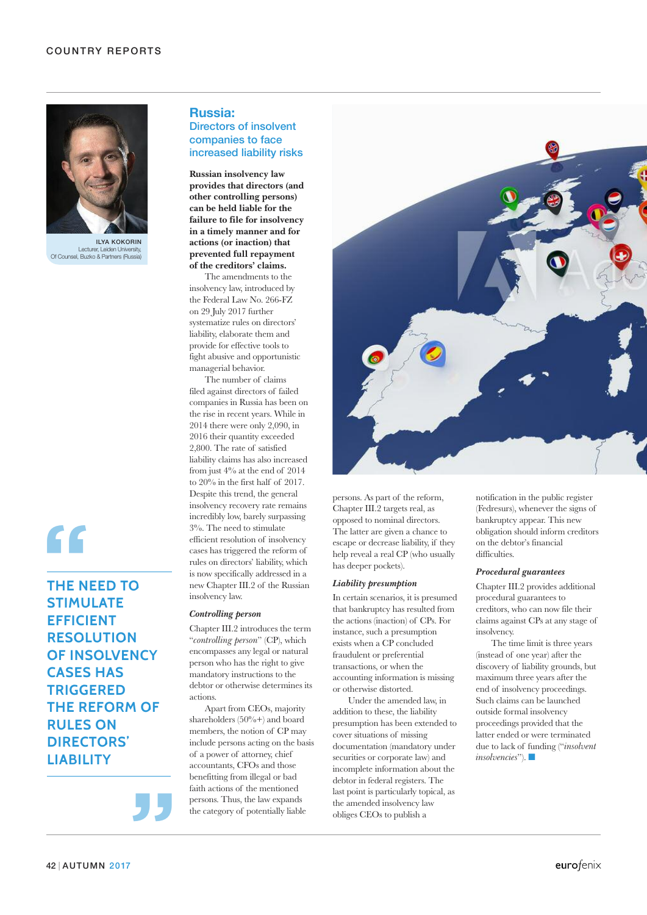## Russia: Directors of insolvent companies to face increased liability risks

**ILYA KOKORIN**
Lecturer, Leiden University,
Of Counsel, Buzko & Partners (Russia)

**Russian insolvency law provides that directors (and other controlling persons) can be held liable for the failure to file for insolvency in a timely manner and for actions (or inaction) that prevented full repayment of the creditors' claims.**

The amendments to the insolvency law, introduced by the Federal Law No. 266-FZ on 29 July 2017 further systematize rules on directors' liability, elaborate them and provide for effective tools to fight abusive and opportunistic managerial behavior.

The number of claims filed against directors of failed companies in Russia has been on the rise in recent years. While in 2014 there were only 2,090, in 2016 their quantity exceeded 2,800. The rate of satisfied liability claims has also increased from just 4% at the end of 2014 to 20% in the first half of 2017. Despite this trend, the general insolvency recovery rate remains incredibly low, barely surpassing 3%. The need to stimulate efficient resolution of insolvency cases has triggered the reform of rules on directors' liability, which is now specifically addressed in a new Chapter III.2 of the Russian insolvency law.

> "THE NEED TO STIMULATE EFFICIENT RESOLUTION OF INSOLVENCY CASES HAS TRIGGERED THE REFORM OF RULES ON DIRECTORS' LIABILITY"

### *Controlling person*

Chapter III.2 introduces the term "*controlling person*" (CP), which encompasses any legal or natural person who has the right to give mandatory instructions to the debtor or otherwise determines its actions.

Apart from CEOs, majority shareholders (50%+) and board members, the notion of CP may include persons acting on the basis of a power of attorney, chief accountants, CFOs and those benefitting from illegal or bad faith actions of the mentioned persons. Thus, the law expands the category of potentially liable persons. As part of the reform, Chapter III.2 targets real, as opposed to nominal directors. The latter are given a chance to escape or decrease liability, if they help reveal a real CP (who usually has deeper pockets).

### *Liability presumption*

In certain scenarios, it is presumed that bankruptcy has resulted from the actions (inaction) of CPs. For instance, such a presumption exists when a CP concluded fraudulent or preferential transactions, or when the accounting information is missing or otherwise distorted.

Under the amended law, in addition to these, the liability presumption has been extended to cover situations of missing documentation (mandatory under securities or corporate law) and incomplete information about the debtor in federal registers. The last point is particularly topical, as the amended insolvency law obliges CEOs to publish a notification in the public register (Fedresurs), whenever the signs of bankruptcy appear. This new obligation should inform creditors on the debtor's financial difficulties.

### *Procedural guarantees*

Chapter III.2 provides additional procedural guarantees to creditors, who can now file their claims against CPs at any stage of insolvency.

The time limit is three years (instead of one year) after the discovery of liability grounds, but maximum three years after the end of insolvency proceedings. Such claims can be launched outside formal insolvency proceedings provided that the latter ended or were terminated due to lack of funding ("*insolvent insolvencies*"). ■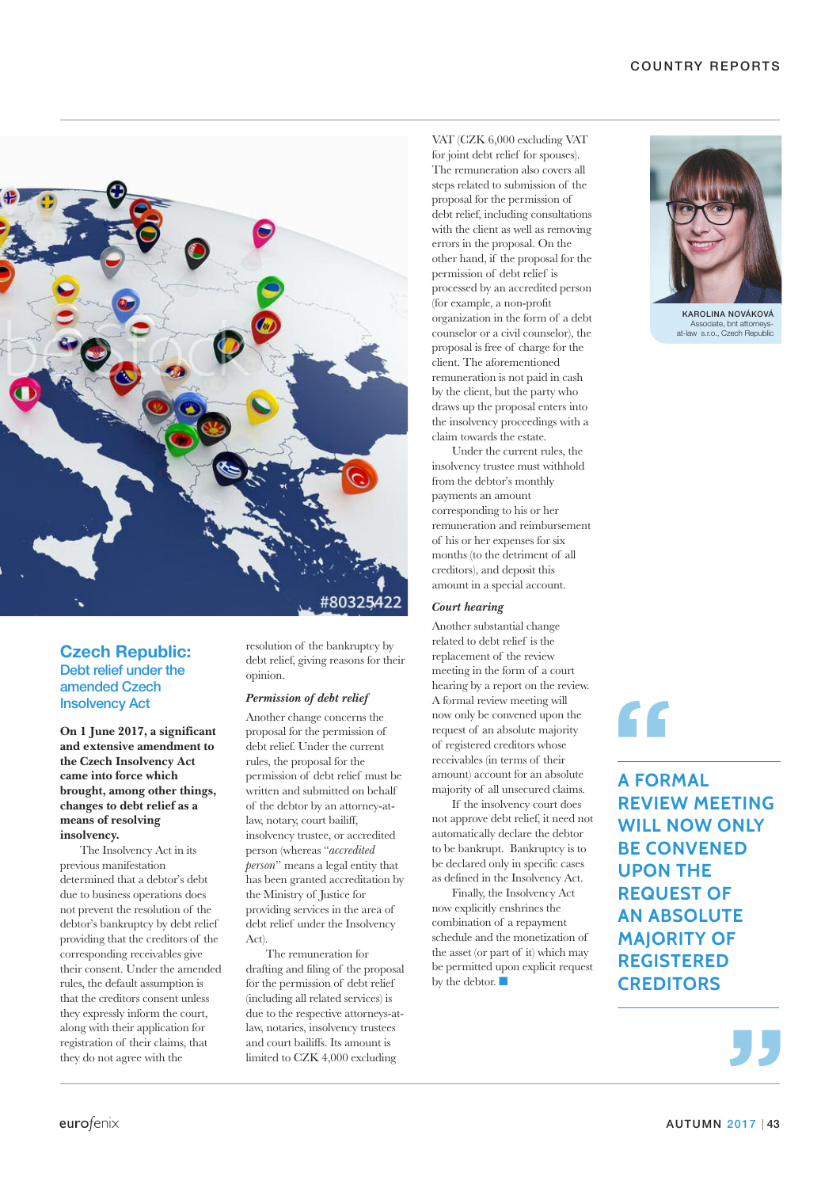## Czech Republic: Debt relief under the amended Czech Insolvency Act

**On 1 June 2017, a significant and extensive amendment to the Czech Insolvency Act came into force which brought, among other things, changes to debt relief as a means of resolving insolvency.**

The Insolvency Act in its previous manifestation determined that a debtor's debt due to business operations does not prevent the resolution of the debtor's bankruptcy by debt relief providing that the creditors of the corresponding receivables give their consent. Under the amended rules, the default assumption is that the creditors consent unless they expressly inform the court, along with their application for registration of their claims, that they do not agree with the resolution of the bankruptcy by debt relief, giving reasons for their opinion.

### *Permission of debt relief*

Another change concerns the proposal for the permission of debt relief. Under the current rules, the proposal for the permission of debt relief must be written and submitted on behalf of the debtor by an attorney-at-law, notary, court bailiff, insolvency trustee, or accredited person (whereas "*accredited person*" means a legal entity that has been granted accreditation by the Ministry of Justice for providing services in the area of debt relief under the Insolvency Act).

The remuneration for drafting and filing of the proposal for the permission of debt relief (including all related services) is due to the respective attorneys-at-law, notaries, insolvency trustees and court bailiffs. Its amount is limited to CZK 4,000 excluding VAT (CZK 6,000 excluding VAT for joint debt relief for spouses). The remuneration also covers all steps related to submission of the proposal for the permission of debt relief, including consultations with the client as well as removing errors in the proposal. On the other hand, if the proposal for the permission of debt relief is processed by an accredited person (for example, a non-profit organization in the form of a debt counselor or a civil counselor), the proposal is free of charge for the client. The aforementioned remuneration is not paid in cash by the client, but the party who draws up the proposal enters into the insolvency proceedings with a claim towards the estate.

Under the current rules, the insolvency trustee must withhold from the debtor's monthly payments an amount corresponding to his or her remuneration and reimbursement of his or her expenses for six months (to the detriment of all creditors), and deposit this amount in a special account.

### *Court hearing*

Another substantial change related to debt relief is the replacement of the review meeting in the form of a court hearing by a report on the review. A formal review meeting will now only be convened upon the request of an absolute majority of registered creditors whose receivables (in terms of their amount) account for an absolute majority of all unsecured claims.

If the insolvency court does not approve debt relief, it need not automatically declare the debtor to be bankrupt. Bankruptcy is to be declared only in specific cases as defined in the Insolvency Act.

Finally, the Insolvency Act now explicitly enshrines the combination of a repayment schedule and the monetization of the asset (or part of it) which may be permitted upon explicit request by the debtor. ■

KAROLINA NOVÁKOVÁ
Associate, bnt attorneys-at-law s.r.o., Czech Republic

> "A FORMAL REVIEW MEETING WILL NOW ONLY BE CONVENED UPON THE REQUEST OF AN ABSOLUTE MAJORITY OF REGISTERED CREDITORS"